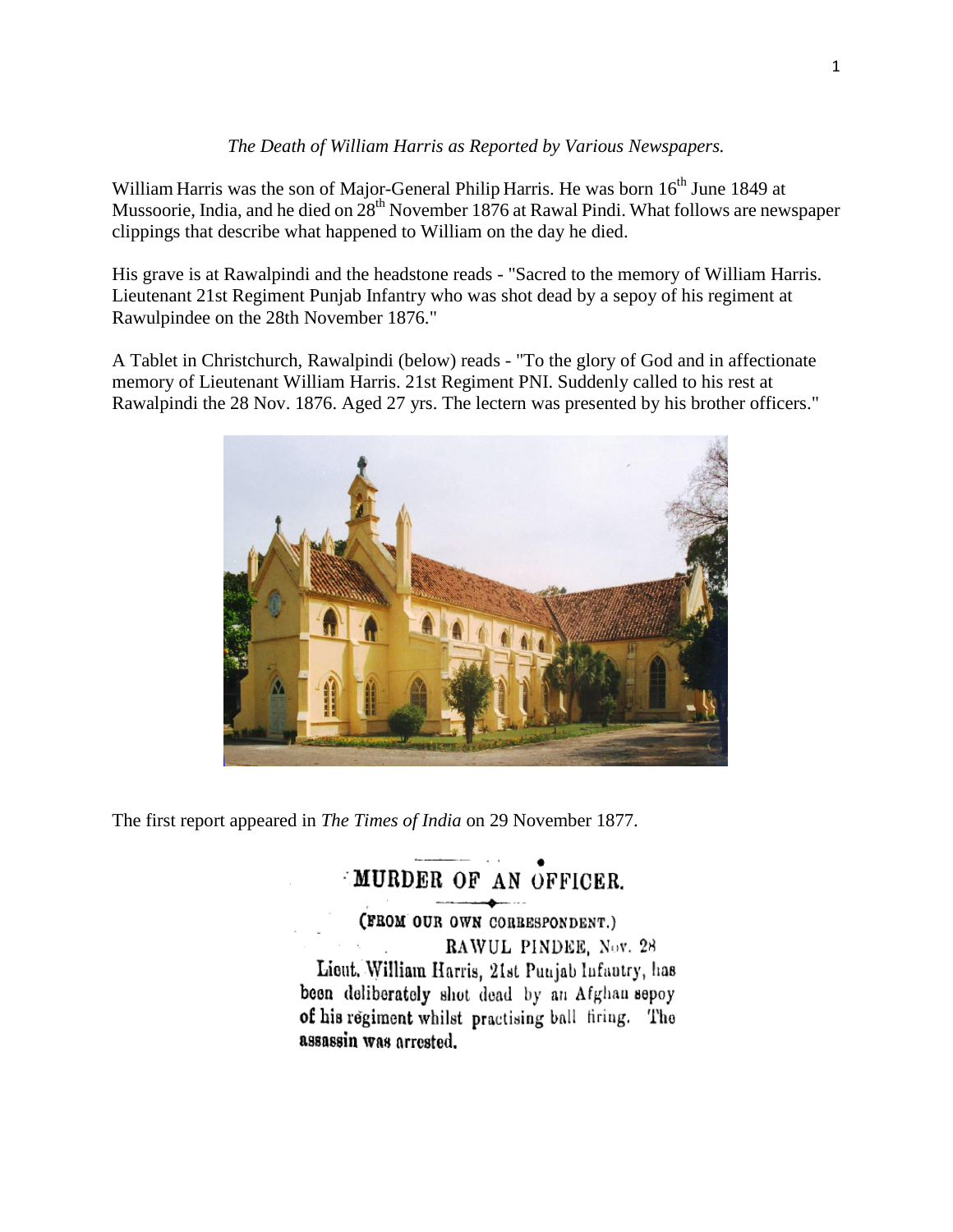*The Death of William Harris as Reported by Various Newspapers.*

William Harris was the son of Major-General Philip Harris. He was born 16th June 1849 at Mussoorie, India, and he died on 28th November 1876 at Rawal Pindi. What follows are newspaper clippings that describe what happened to William on the day he died.

His grave is at Rawalpindi and the headstone reads - "Sacred to the memory of William Harris. Lieutenant 21st Regiment Punjab Infantry who was shot dead by a sepoy of his regiment at Rawulpindee on the 28th November 1876."

A Tablet in Christchurch, Rawalpindi (below) reads - "To the glory of God and in affectionate memory of Lieutenant William Harris. 21st Regiment PNI. Suddenly called to his rest at Rawalpindi the 28 Nov. 1876. Aged 27 yrs. The lectern was presented by his brother officers."

The first report appeared in *The Times of India* on 29 November 1877.

## MURDER OF AN OFFICER.

(FROM OUR OWN CORRESPONDENT.)

RAWUL PINDEE, Nov. 28

Lieut. William Harris, 21st Punjab Infantry, has been deliberately shot dead by an Afghan sepoy of his regiment whilst practising ball firing. The assassin was arrested.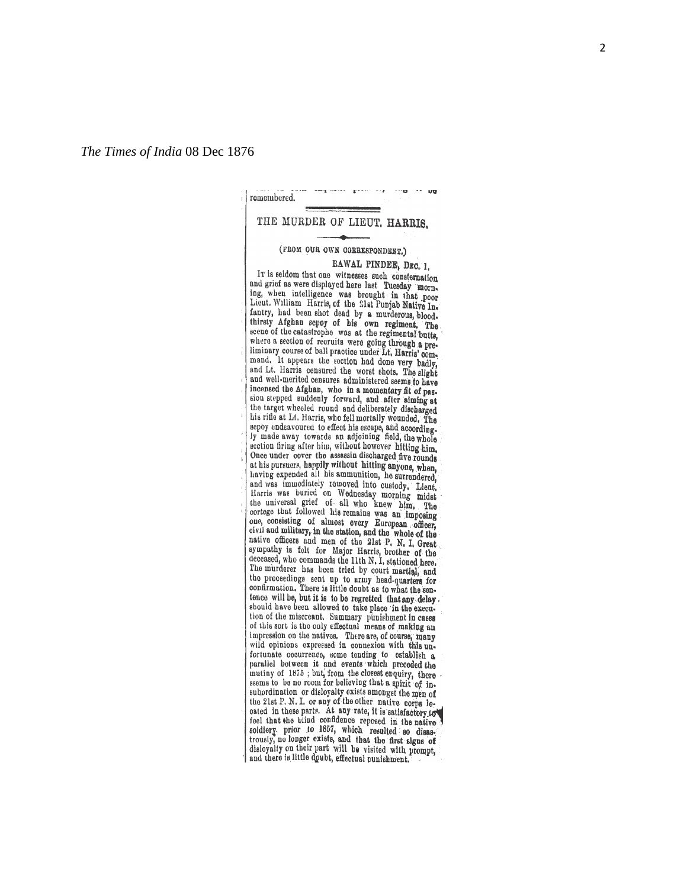*The Times of India* 08 Dec 1876

remembered.

## THE MURDER OF LIEUT. HARRIS.

(FROM OUR OWN CORRESPONDENT.)

RAWAL PINDEE, DEC. 1.

IT is seldom that one witnesses such consternation and grief as were displayed here last Tuesday morning, when intelligence was brought in that poor Lieut. William Harris, of the 21st Punjab Native Infantry, had been shot dead by a murderous, blood-thirsty Afghan sepoy of his own regiment. The scene of the catastrophe was at the regimental butts, where a section of recruits were going through a preliminary course of ball practice under Lt. Harris' command. It appears the section had done very badly, and Lt. Harris censured the worst shots. The slight and well-merited censures administered seems to have incensed the Afghan, who in a momentary fit of passion stepped suddenly forward, and after aiming at the target wheeled round and deliberately discharged his rifle at Lt. Harris, who fell mortally wounded. The sepoy endeavoured to effect his escape, and accordingly made away towards an adjoining field, the whole section firing after him, without however hitting him. Once under cover the assassin discharged five rounds at his pursuers, happily without hitting anyone, when, having expended all his ammunition, he surrendered, and was immediately removed into custody. Lieut. Harris was buried on Wednesday morning midst the universal grief of all who knew him. The cortege that followed his remains was an imposing one, consisting of almost every European officer, civil and military, in the station, and the whole of the native officers and men of the 21st P. N. I. Great sympathy is felt for Major Harris, brother of the deceased, who commands the 11th N. I. stationed here. The murderer has been tried by court martial, and the proceedings sent up to army head-quarters for confirmation. There is little doubt as to what the sentence will be, but it is to be regretted that any delay should have been allowed to take place in the execution of the miscreant. Summary punishment in cases of this sort is the only effectual means of making an impression on the natives. There are, of course, many wild opinions expressed in connexion with this unfortunate occurrence, some tending to establish a parallel between it and events which preceded the mutiny of 1875; but, from the closest enquiry, there seems to be no room for believing that a spirit of insubordination or disloyalty exists amongst the men of the 21st P. N. I. or any of the other native corps located in these parts. At any rate, it is satisfactory to feel that the blind confidence reposed in the native soldiery prior to 1857, which resulted so disastrously, no longer exists, and that the first signs of disloyalty on their part will be visited with prompt, and there is little doubt, effectual punishment.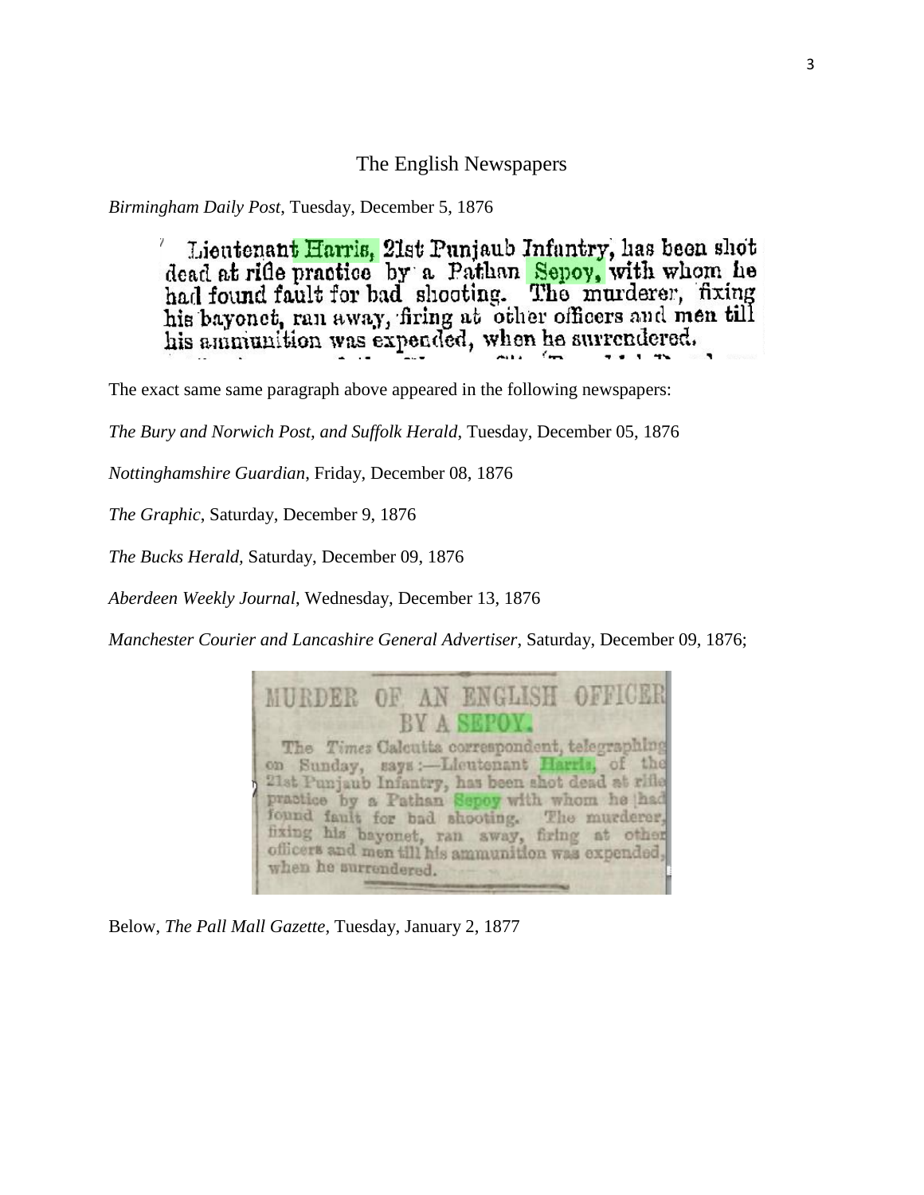## The English Newspapers

*Birmingham Daily Post*, Tuesday, December 5, 1876

> Lieutenant Harris, 21st Punjaub Infantry, has been shot dead at rifle practice by a Pathan Sepoy, with whom he had found fault for bad shooting. The murderer, fixing his bayonet, ran away, firing at other officers and men till his ammunition was expended, when he surrendered.

The exact same same paragraph above appeared in the following newspapers:

*The Bury and Norwich Post, and Suffolk Herald*, Tuesday, December 05, 1876

*Nottinghamshire Guardian*, Friday, December 08, 1876

*The Graphic*, Saturday, December 9, 1876

*The Bucks Herald*, Saturday, December 09, 1876

*Aberdeen Weekly Journal*, Wednesday, December 13, 1876

*Manchester Courier and Lancashire General Advertiser*, Saturday, December 09, 1876;

> MURDER OF AN ENGLISH OFFICER BY A SEPOY.
>
> The *Times* Calcutta correspondent, telegraphing on Sunday, says:—Lieutenant Harris, of the 21st Punjaub Infantry, has been shot dead at rifle practice by a Pathan Sepoy with whom he had found fault for bad shooting. The murderer, fixing his bayonet, ran away, firing at other officers and men till his ammunition was expended, when he surrendered.

Below, *The Pall Mall Gazette*, Tuesday, January 2, 1877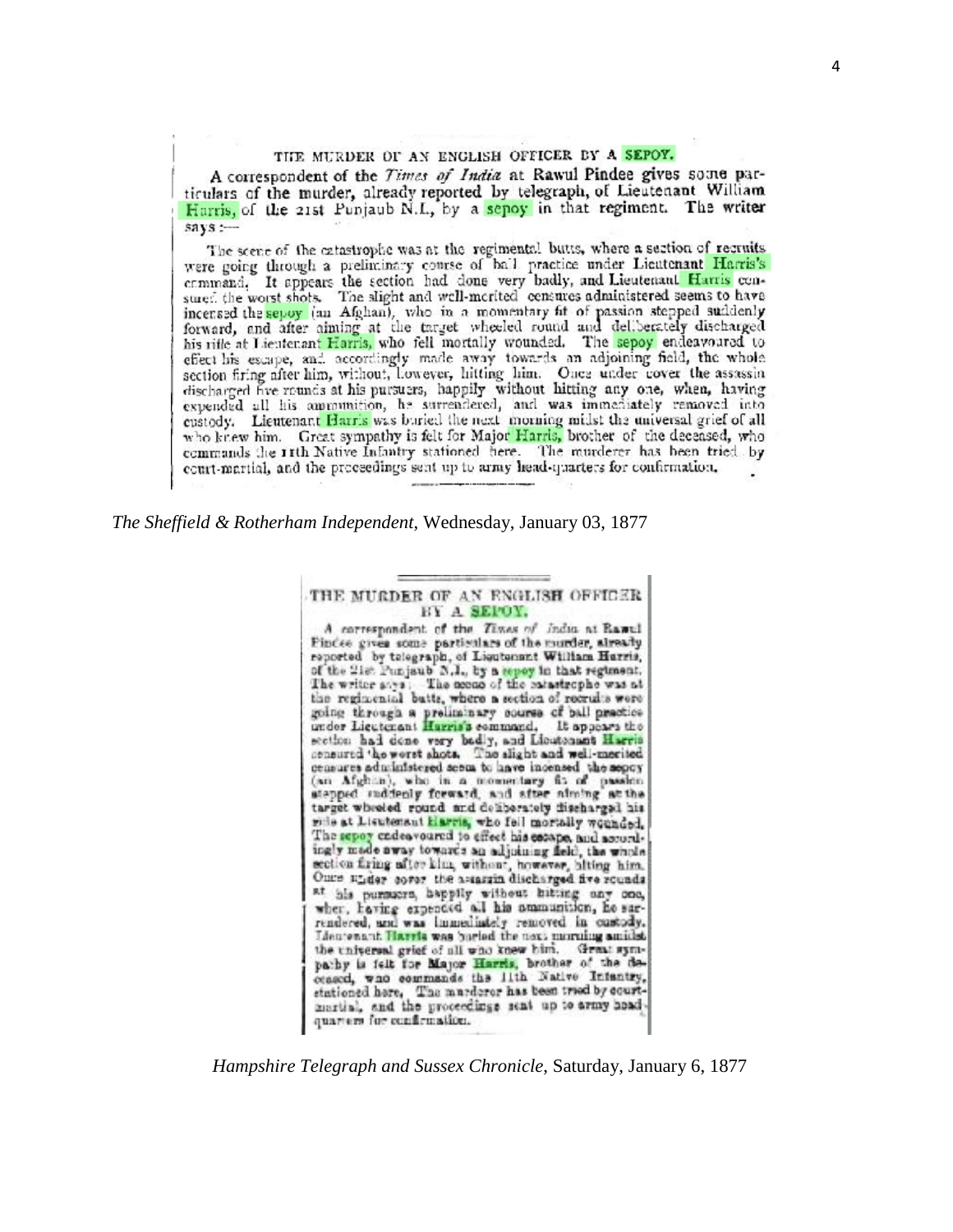### THE MURDER OF AN ENGLISH OFFICER BY A SEPOY.

A correspondent of the *Times of India* at Rawul Pindee gives some particulars of the murder, already reported by telegraph, of Lieutenant William Harris, of the 21st Punjaub N.I., by a sepoy in that regiment. The writer says:—

The scene of the catastrophe was at the regimental butts, where a section of recruits were going through a preliminary course of ball practice under Lieutenant Harris's command. It appears the section had done very badly, and Lieutenant Harris censured the worst shots. The slight and well-merited censures administered seems to have incensed the sepoy (an Afghan), who in a momentary fit of passion stepped suddenly forward, and after aiming at the target wheeled round and deliberately discharged his rifle at Lieutenant Harris, who fell mortally wounded. The sepoy endeavoured to effect his escape, and accordingly made away towards an adjoining field, the whole section firing after him, without, however, hitting him. Once under cover the assassin discharged five rounds at his pursuers, happily without hitting any one, when, having expended all his ammunition, he surrendered, and was immediately removed into custody. Lieutenant Harris was buried the next morning midst the universal grief of all who knew him. Great sympathy is felt for Major Harris, brother of the deceased, who commands the 11th Native Infantry stationed here. The murderer has been tried by court-martial, and the proceedings sent up to army head-quarters for confirmation.

*The Sheffield & Rotherham Independent*, Wednesday, January 03, 1877

### THE MURDER OF AN ENGLISH OFFICER BY A SEPOY.

A correspondent of the *Times of India* at Rawul Pindee gives some particulars of the murder, already reported by telegraph, of Lieutenant William Harris, of the 21st Punjaub N.I., by a sepoy in that regiment. The writer says: The scene of the catastrophe was at the regimental butts, where a section of recruits were going through a preliminary course of ball practice under Lieutenant Harris's command. It appears the section had done very badly, and Lieutenant Harris censured the worst shots. The slight and well-merited censures administered seem to have incensed the sepoy (an Afghan), who in a momentary fit of passion stepped suddenly forward, and after aiming at the target wheeled round and deliberately discharged his rifle at Lieutenant Harris, who fell mortally wounded. The sepoy endeavoured to effect his escape, and accordingly made away towards an adjoining field, the whole section firing after him, without, however, hitting him. Once under cover the assassin discharged five rounds at his pursuers, happily without hitting any one, when, having expended all his ammunition, he surrendered, and was immediately removed in custody. Lieutenant Harris was buried the next morning amidst the universal grief of all who knew him. Great sympathy is felt for Major Harris, brother of the deceased, who commands the 11th Native Infantry, stationed here. The murderer has been tried by court-martial, and the proceedings sent up to army head-quarters for confirmation.

*Hampshire Telegraph and Sussex Chronicle*, Saturday, January 6, 1877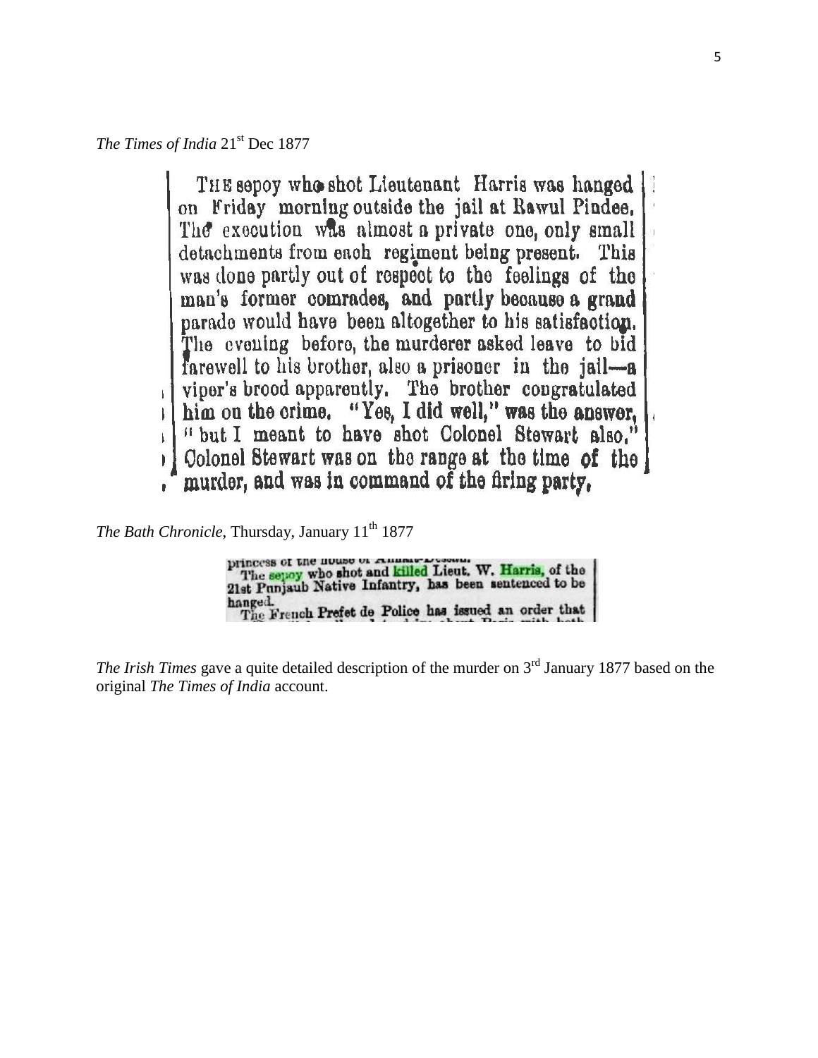*The Times of India* 21st Dec 1877

> THE sepoy who shot Lieutenant Harris was hanged on Friday morning outside the jail at Rawul Pindee. The execution was almost a private one, only small detachments from each regiment being present. This was done partly out of respect to the feelings of the man's former comrades, and partly because a grand parade would have been altogether to his satisfaction. The evening before, the murderer asked leave to bid farewell to his brother, also a prisoner in the jail—a viper's brood apparently. The brother congratulated him on the crime. "Yes, I did well," was the answer, "but I meant to have shot Colonel Stewart also." Colonel Stewart was on the range at the time of the murder, and was in command of the firing party.

*The Bath Chronicle*, Thursday, January 11th 1877

> princess of the house of Anhalt-Dessau.
> The sepoy who shot and killed Lieut. W. Harris, of the 21st Punjaub Native Infantry, has been sentenced to be hanged.
> The French Prefet de Police has issued an order that

*The Irish Times* gave a quite detailed description of the murder on 3rd January 1877 based on the original *The Times of India* account.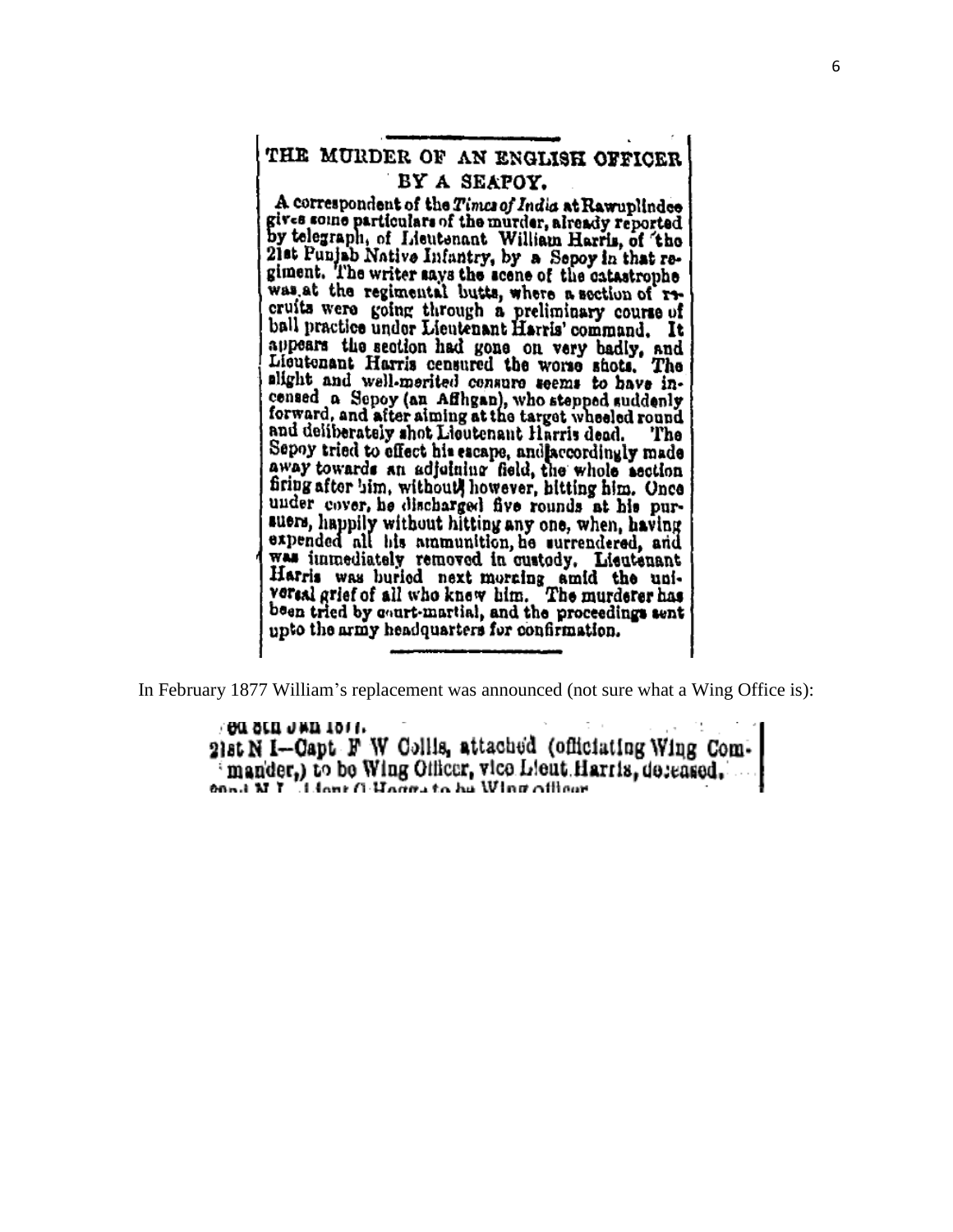THE MURDER OF AN ENGLISH OFFICER BY A SEAPOY.

A correspondent of the *Times of India* at Rawuplindee gives some particulars of the murder, already reported by telegraph, of Lieutenant William Harris, of the 21st Punjab Native Infantry, by a Sepoy in that regiment. The writer says the scene of the catastrophe was at the regimental butts, where a section of recruits were going through a preliminary course of ball practice under Lieutenant Harris' command. It appears the section had gone on very badly, and Lieutenant Harris censured the worse shots. The slight and well-merited censure seems to have incensed a Sepoy (an Affhgan), who stepped suddenly forward, and after aiming at the target wheeled round and deliberately shot Lieutenant Harris dead. The Sepoy tried to effect his escape, and accordingly made away towards an adjoining field, the whole section firing after him, without, however, hitting him. Once under cover, he discharged five rounds at his pursuers, happily without hitting any one, when, having expended all his ammunition, he surrendered, and was immediately removed in custody. Lieutenant Harris was buried next morning amid the universal grief of all who knew him. The murderer has been tried by court-martial, and the proceedings sent upto the army headquarters for confirmation.

In February 1877 William's replacement was announced (not sure what a Wing Office is):

ed 8th Jan 1877.

21st N I—Capt F W Collis, attached (officiating Wing Commander,) to be Wing Officer, vice Lieut. Harris, deceased.